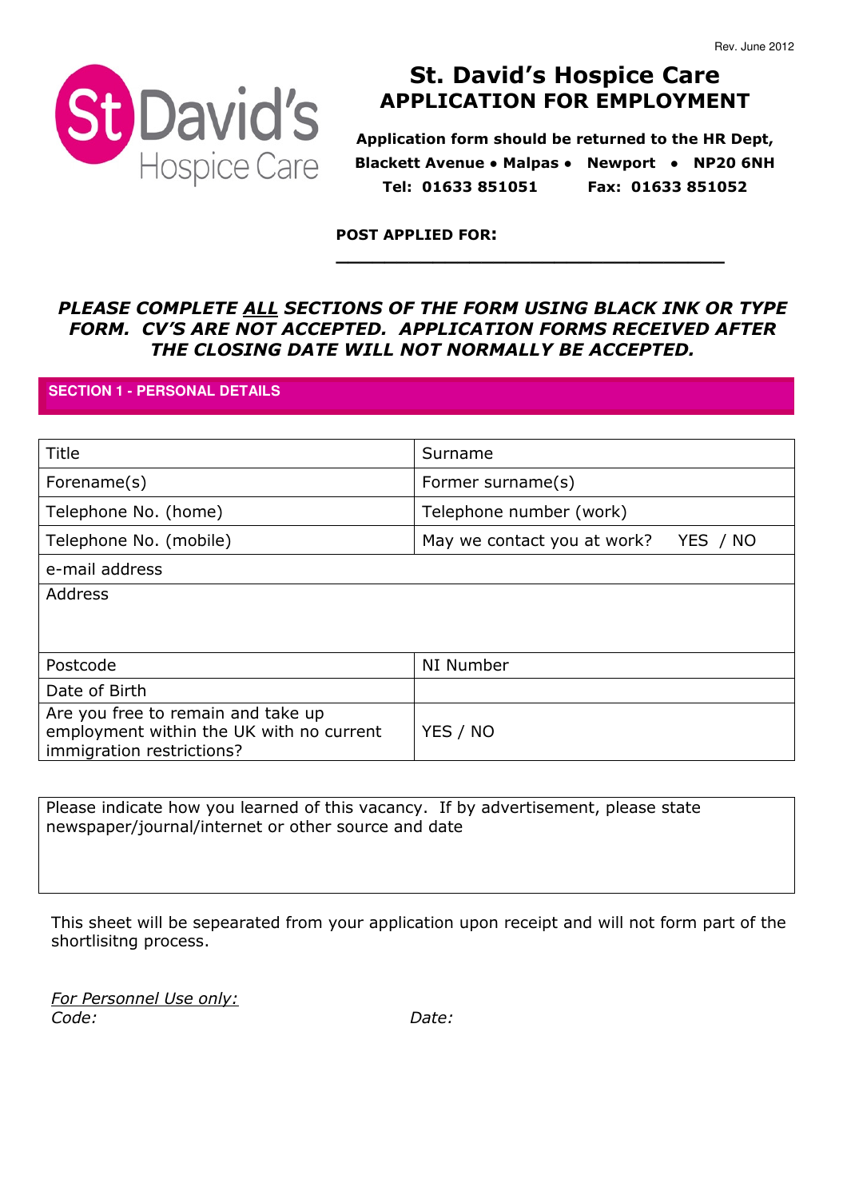Rev. June 2012

# St. David's Hospice Care
## APPLICATION FOR EMPLOYMENT

**Application form should be returned to the HR Dept, Blackett Avenue • Malpas • Newport • NP20 6NH**
**Tel: 01633 851051 Fax: 01633 851052**

**POST APPLIED FOR:** ___________________________________

***PLEASE COMPLETE ALL SECTIONS OF THE FORM USING BLACK INK OR TYPE FORM. CV'S ARE NOT ACCEPTED. APPLICATION FORMS RECEIVED AFTER THE CLOSING DATE WILL NOT NORMALLY BE ACCEPTED.***

## SECTION 1 - PERSONAL DETAILS

| | |
|---|---|
| Title | Surname |
| Forename(s) | Former surname(s) |
| Telephone No. (home) | Telephone number (work) |
| Telephone No. (mobile) | May we contact you at work? YES / NO |
| e-mail address | |
| Address | |
| Postcode | NI Number |
| Date of Birth | |
| Are you free to remain and take up employment within the UK with no current immigration restrictions? | YES / NO |

| |
|---|
| Please indicate how you learned of this vacancy. If by advertisement, please state newspaper/journal/internet or other source and date |

This sheet will be sepearated from your application upon receipt and will not form part of the shortlisitng process.

*For Personnel Use only:*
*Code:* *Date:*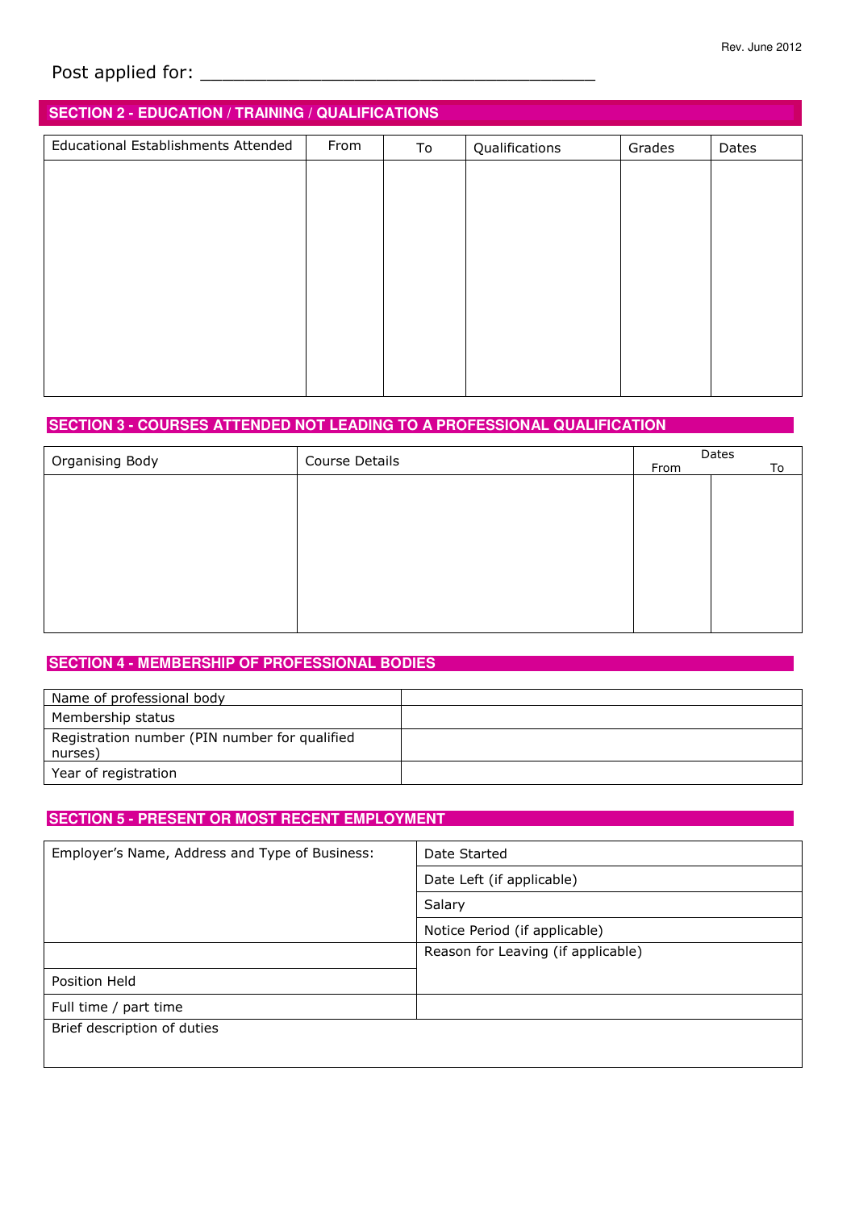Rev. June 2012

Post applied for: ____________________________________

## SECTION 2 - EDUCATION / TRAINING / QUALIFICATIONS

| Educational Establishments Attended | From | To | Qualifications | Grades | Dates |
|---|---|---|---|---|---|
| | | | | | |

## SECTION 3 - COURSES ATTENDED NOT LEADING TO A PROFESSIONAL QUALIFICATION

| Organising Body | Course Details | Dates | |
|---|---|---|---|
| | | From | To |
| | | | |

## SECTION 4 - MEMBERSHIP OF PROFESSIONAL BODIES

| | |
|---|---|
| Name of professional body | |
| Membership status | |
| Registration number (PIN number for qualified nurses) | |
| Year of registration | |

## SECTION 5 - PRESENT OR MOST RECENT EMPLOYMENT

| | |
|---|---|
| Employer's Name, Address and Type of Business: | Date Started |
| | Date Left (if applicable) |
| | Salary |
| | Notice Period (if applicable) |
| | Reason for Leaving (if applicable) |
| Position Held | |
| Full time / part time | |
| Brief description of duties | |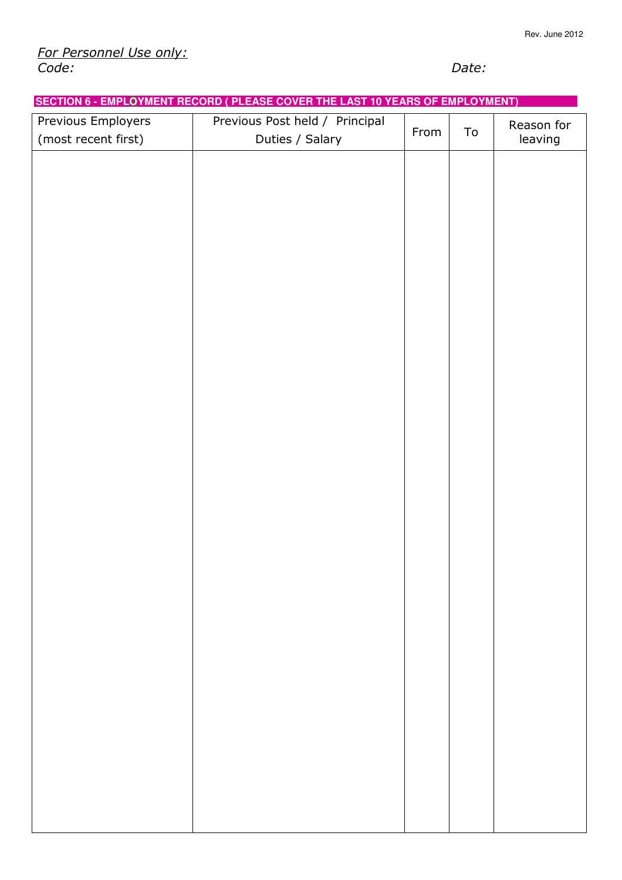*For Personnel Use only:*
*Code:* *Date:*

## SECTION 6 - EMPLOYMENT RECORD ( PLEASE COVER THE LAST 10 YEARS OF EMPLOYMENT)

| Previous Employers (most recent first) | Previous Post held / Principal Duties / Salary | From | To | Reason for leaving |
|---|---|---|---|---|
| | | | | |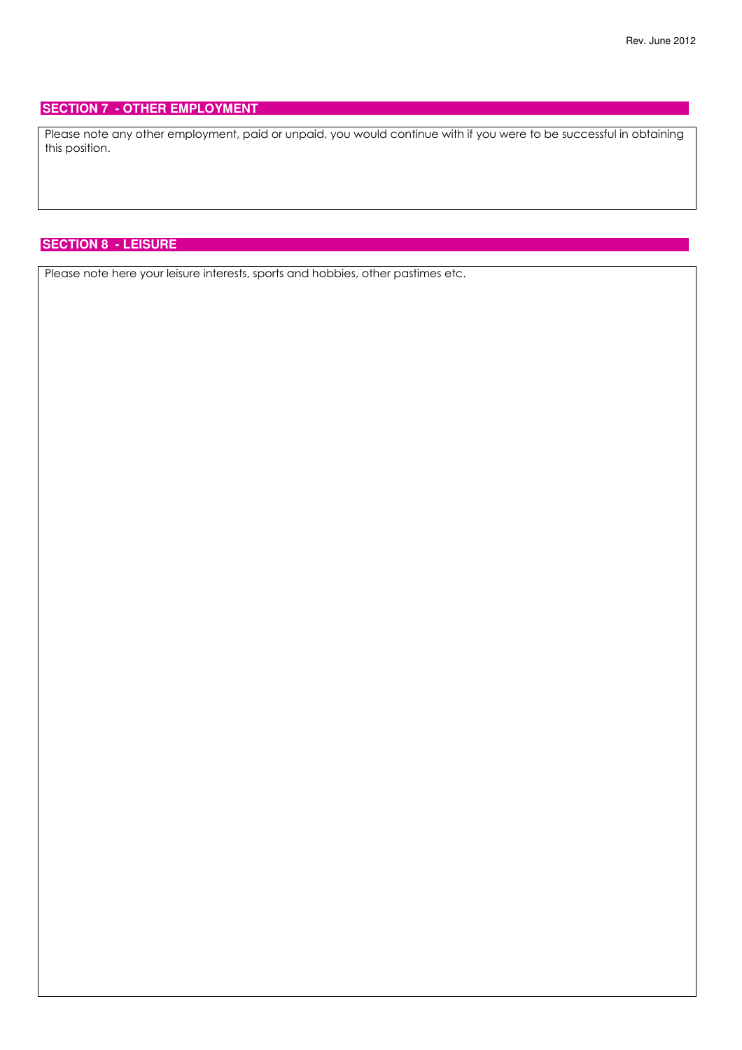## SECTION 7 - OTHER EMPLOYMENT

Please note any other employment, paid or unpaid, you would continue with if you were to be successful in obtaining this position.

## SECTION 8 - LEISURE

Please note here your leisure interests, sports and hobbies, other pastimes etc.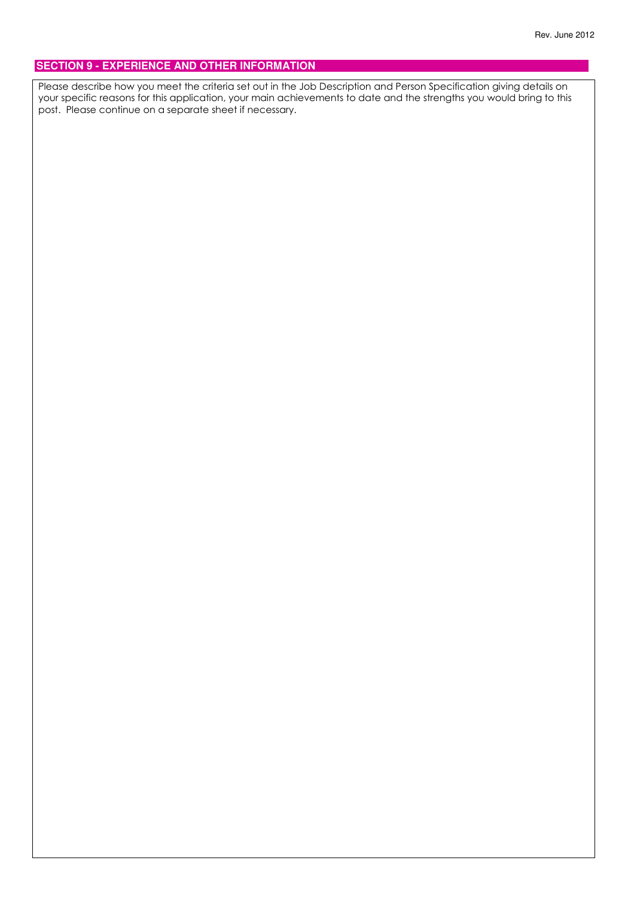## SECTION 9 - EXPERIENCE AND OTHER INFORMATION

Please describe how you meet the criteria set out in the Job Description and Person Specification giving details on your specific reasons for this application, your main achievements to date and the strengths you would bring to this post. Please continue on a separate sheet if necessary.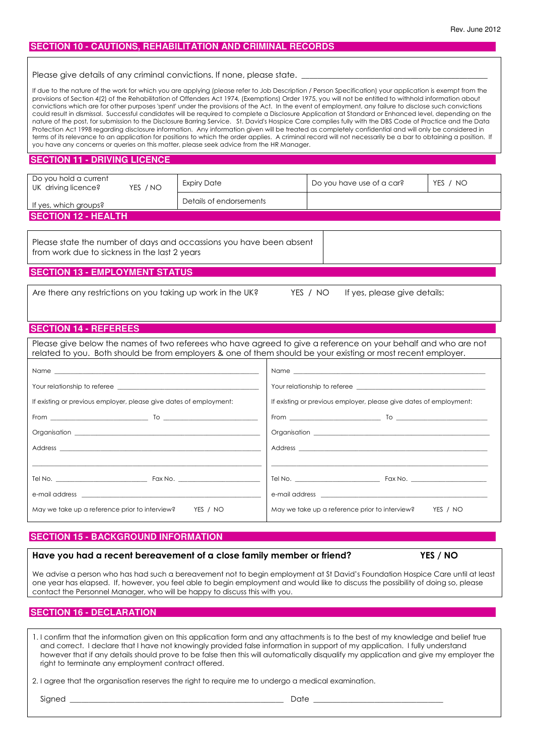## SECTION 10 - CAUTIONS, REHABILITATION AND CRIMINAL RECORDS

Please give details of any criminal convictions. If none, please state. ____________________

If due to the nature of the work for which you are applying (please refer to Job Description / Person Specification) your application is exempt from the provisions of Section 4(2) of the Rehabilitation of Offenders Act 1974, (Exemptions) Order 1975, you will not be entitled to withhold information about convictions which are for other purposes 'spent' under the provisions of the Act. In the event of employment, any failure to disclose such convictions could result in dismissal. Successful candidates will be required to complete a Disclosure Application at Standard or Enhanced level, depending on the nature of the post, for submission to the Disclosure Barring Service. St. David's Hospice Care complies fully with the DBS Code of Practice and the Data Protection Act 1998 regarding disclosure information. Any information given will be treated as completely confidential and will only be considered in terms of its relevance to an application for positions to which the order applies. A criminal record will not necessarily be a bar to obtaining a position. If you have any concerns or queries on this matter, please seek advice from the HR Manager.

## SECTION 11 - DRIVING LICENCE

| | | | |
|---|---|---|---|
| Do you hold a current UK driving licence? YES / NO | Expiry Date | Do you have use of a car? | YES / NO |
| If yes, which groups? | Details of endorsements | | |

## SECTION 12 - HEALTH

| | |
|---|---|
| Please state the number of days and occassions you have been absent from work due to sickness in the last 2 years | |

## SECTION 13 - EMPLOYMENT STATUS

Are there any restrictions on you taking up work in the UK? YES / NO If yes, please give details:

## SECTION 14 - REFEREES

Please give below the names of two referees who have agreed to give a reference on your behalf and who are not related to you. Both should be from employers & one of them should be your existing or most recent employer.

| | |
|---|---|
| Name ____________________ | Name ____________________ |
| Your relationship to referee ____________________ | Your relationship to referee ____________________ |
| If existing or previous employer, please give dates of employment: | If existing or previous employer, please give dates of employment: |
| From __________ To __________ | From __________ To __________ |
| Organisation ____________________ | Organisation ____________________ |
| Address ____________________ | Address ____________________ |
| ____________________ | ____________________ |
| Tel No. __________ Fax No. __________ | Tel No. __________ Fax No. __________ |
| e-mail address ____________________ | e-mail address ____________________ |
| May we take up a reference prior to interview? YES / NO | May we take up a reference prior to interview? YES / NO |

## SECTION 15 - BACKGROUND INFORMATION

**Have you had a recent bereavement of a close family member or friend? YES / NO**

We advise a person who has had such a bereavement not to begin employment at St David's Foundation Hospice Care until at least one year has elapsed. If, however, you feel able to begin employment and would like to discuss the possibility of doing so, please contact the Personnel Manager, who will be happy to discuss this with you.

## SECTION 16 - DECLARATION

1. I confirm that the information given on this application form and any attachments is to the best of my knowledge and belief true and correct. I declare that I have not knowingly provided false information in support of my application. I fully understand however that if any details should prove to be false then this will automatically disqualify my application and give my employer the right to terminate any employment contract offered.
2. I agree that the organisation reserves the right to require me to undergo a medical examination.

Signed ____________________ Date ____________________